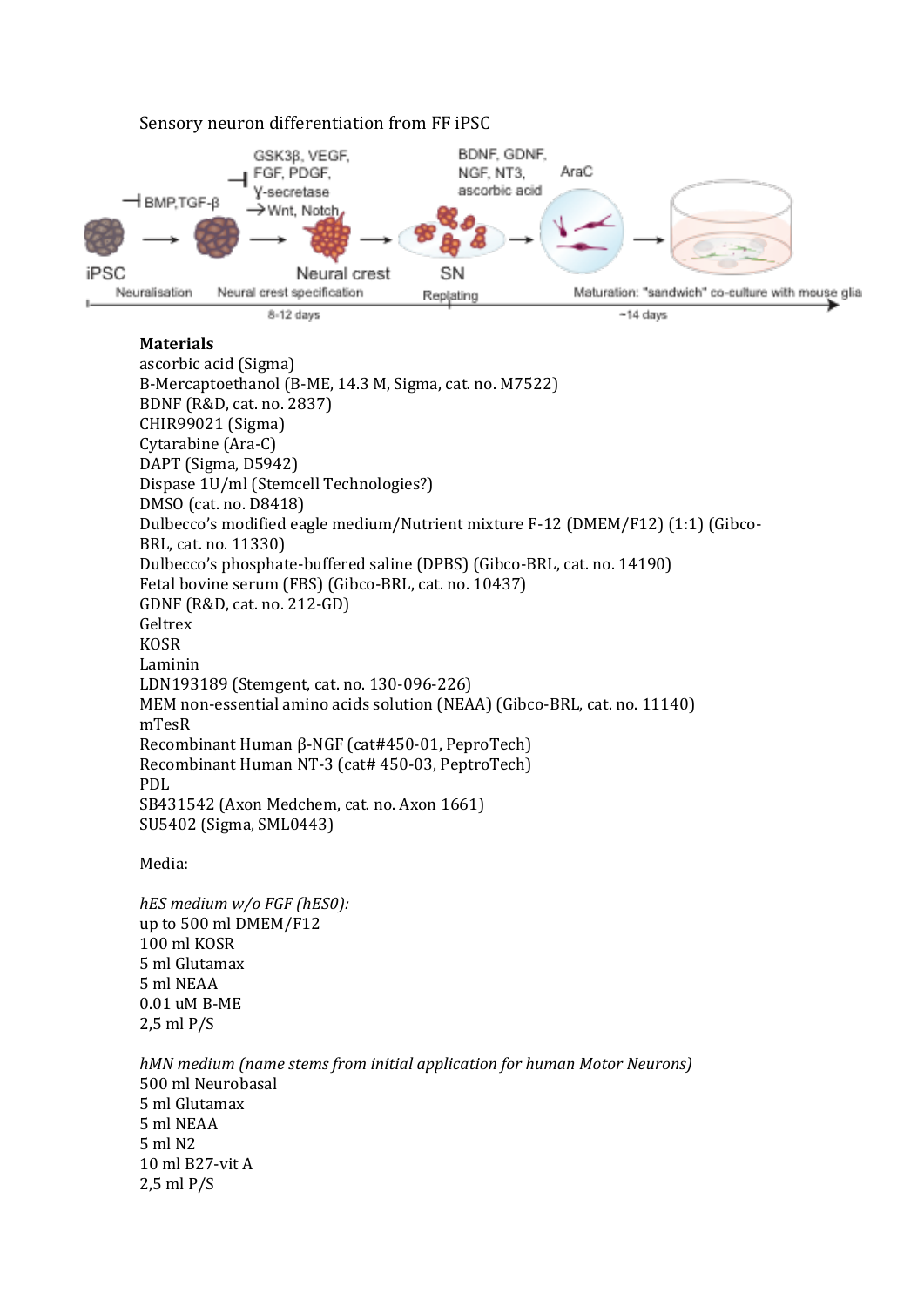Sensory neuron differentiation from FF iPSC

**Materials**

ascorbic acid (Sigma)
B-Mercaptoethanol (B-ME, 14.3 M, Sigma, cat. no. M7522)
BDNF (R&D, cat. no. 2837)
CHIR99021 (Sigma)
Cytarabine (Ara-C)
DAPT (Sigma, D5942)
Dispase 1U/ml (Stemcell Technologies?)
DMSO (cat. no. D8418)
Dulbecco's modified eagle medium/Nutrient mixture F-12 (DMEM/F12) (1:1) (Gibco-BRL, cat. no. 11330)
Dulbecco's phosphate-buffered saline (DPBS) (Gibco-BRL, cat. no. 14190)
Fetal bovine serum (FBS) (Gibco-BRL, cat. no. 10437)
GDNF (R&D, cat. no. 212-GD)
Geltrex
KOSR
Laminin
LDN193189 (Stemgent, cat. no. 130-096-226)
MEM non-essential amino acids solution (NEAA) (Gibco-BRL, cat. no. 11140)
mTesR
Recombinant Human β-NGF (cat#450-01, PeproTech)
Recombinant Human NT-3 (cat# 450-03, PeptroTech)
PDL
SB431542 (Axon Medchem, cat. no. Axon 1661)
SU5402 (Sigma, SML0443)

Media:

*hES medium w/o FGF (hES0):*
up to 500 ml DMEM/F12
100 ml KOSR
5 ml Glutamax
5 ml NEAA
0.01 uM B-ME
2,5 ml P/S

*hMN medium (name stems from initial application for human Motor Neurons)*
500 ml Neurobasal
5 ml Glutamax
5 ml NEAA
5 ml N2
10 ml B27-vit A
2,5 ml P/S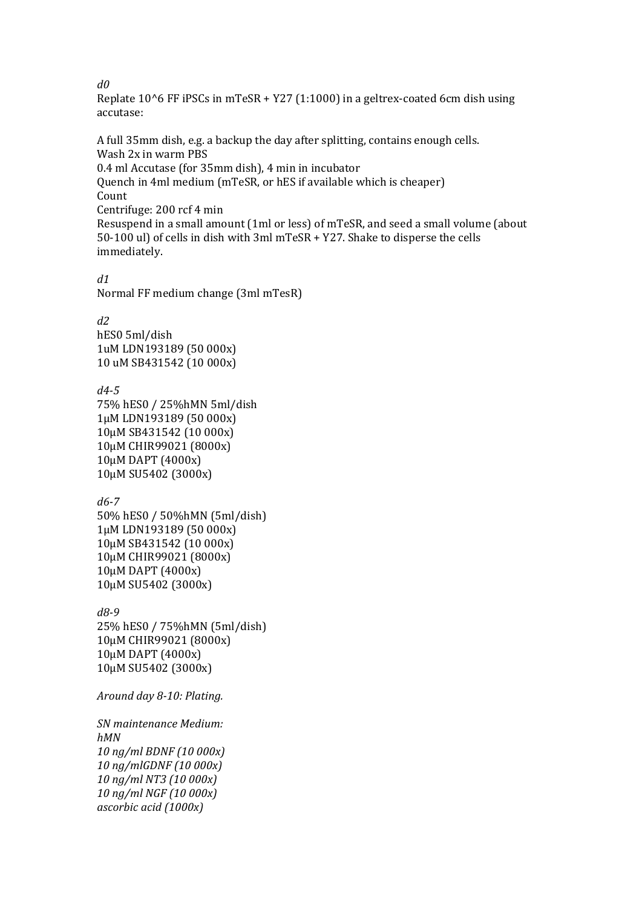*d0*

Replate $10^6$ FF iPSCs in mTeSR + Y27 (1:1000) in a geltrex-coated 6cm dish using accutase:

A full 35mm dish, e.g. a backup the day after splitting, contains enough cells.
Wash 2x in warm PBS
0.4 ml Accutase (for 35mm dish), 4 min in incubator
Quench in 4ml medium (mTeSR, or hES if available which is cheaper)
Count
Centrifuge: 200 rcf 4 min
Resuspend in a small amount (1ml or less) of mTeSR, and seed a small volume (about 50-100 ul) of cells in dish with 3ml mTeSR + Y27. Shake to disperse the cells immediately.

*d1*

Normal FF medium change (3ml mTesR)

*d2*

hES0 5ml/dish
1uM LDN193189 (50 000x)
10 uM SB431542 (10 000x)

*d4-5*

75% hES0 / 25%hMN 5ml/dish
1µM LDN193189 (50 000x)
10µM SB431542 (10 000x)
10µM CHIR99021 (8000x)
10µM DAPT (4000x)
10µM SU5402 (3000x)

*d6-7*

50% hES0 / 50%hMN (5ml/dish)
1µM LDN193189 (50 000x)
10µM SB431542 (10 000x)
10µM CHIR99021 (8000x)
10µM DAPT (4000x)
10µM SU5402 (3000x)

*d8-9*

25% hES0 / 75%hMN (5ml/dish)
10µM CHIR99021 (8000x)
10µM DAPT (4000x)
10µM SU5402 (3000x)

*Around day 8-10: Plating.*

*SN maintenance Medium:*
*hMN*
*10 ng/ml BDNF (10 000x)*
*10 ng/mlGDNF (10 000x)*
*10 ng/ml NT3 (10 000x)*
*10 ng/ml NGF (10 000x)*
*ascorbic acid (1000x)*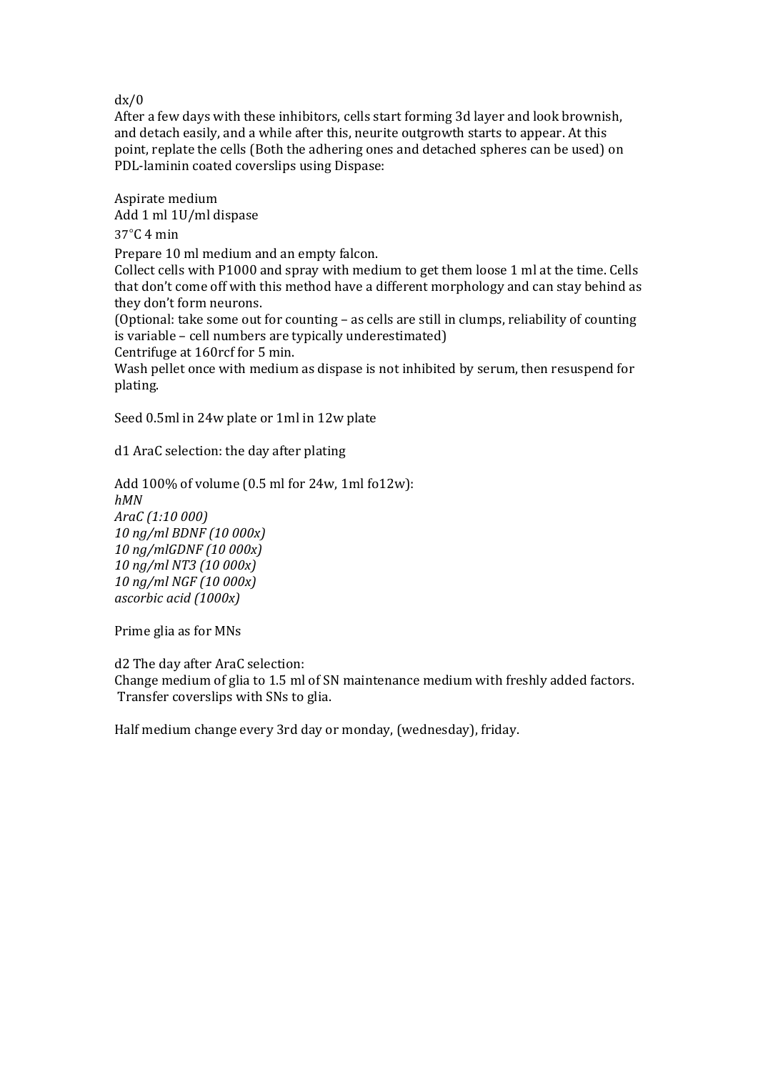dx/0

After a few days with these inhibitors, cells start forming 3d layer and look brownish, and detach easily, and a while after this, neurite outgrowth starts to appear. At this point, replate the cells (Both the adhering ones and detached spheres can be used) on PDL-laminin coated coverslips using Dispase:

Aspirate medium

Add 1 ml 1U/ml dispase

37°C 4 min

Prepare 10 ml medium and an empty falcon.

Collect cells with P1000 and spray with medium to get them loose 1 ml at the time. Cells that don't come off with this method have a different morphology and can stay behind as they don't form neurons.

(Optional: take some out for counting – as cells are still in clumps, reliability of counting is variable – cell numbers are typically underestimated)

Centrifuge at 160rcf for 5 min.

Wash pellet once with medium as dispase is not inhibited by serum, then resuspend for plating.

Seed 0.5ml in 24w plate or 1ml in 12w plate

d1 AraC selection: the day after plating

Add 100% of volume (0.5 ml for 24w, 1ml fo12w):

*hMN*

*AraC (1:10 000)*

*10 ng/ml BDNF (10 000x)*

*10 ng/mlGDNF (10 000x)*

*10 ng/ml NT3 (10 000x)*

*10 ng/ml NGF (10 000x)*

*ascorbic acid (1000x)*

Prime glia as for MNs

d2 The day after AraC selection:

Change medium of glia to 1.5 ml of SN maintenance medium with freshly added factors.

Transfer coverslips with SNs to glia.

Half medium change every 3rd day or monday, (wednesday), friday.